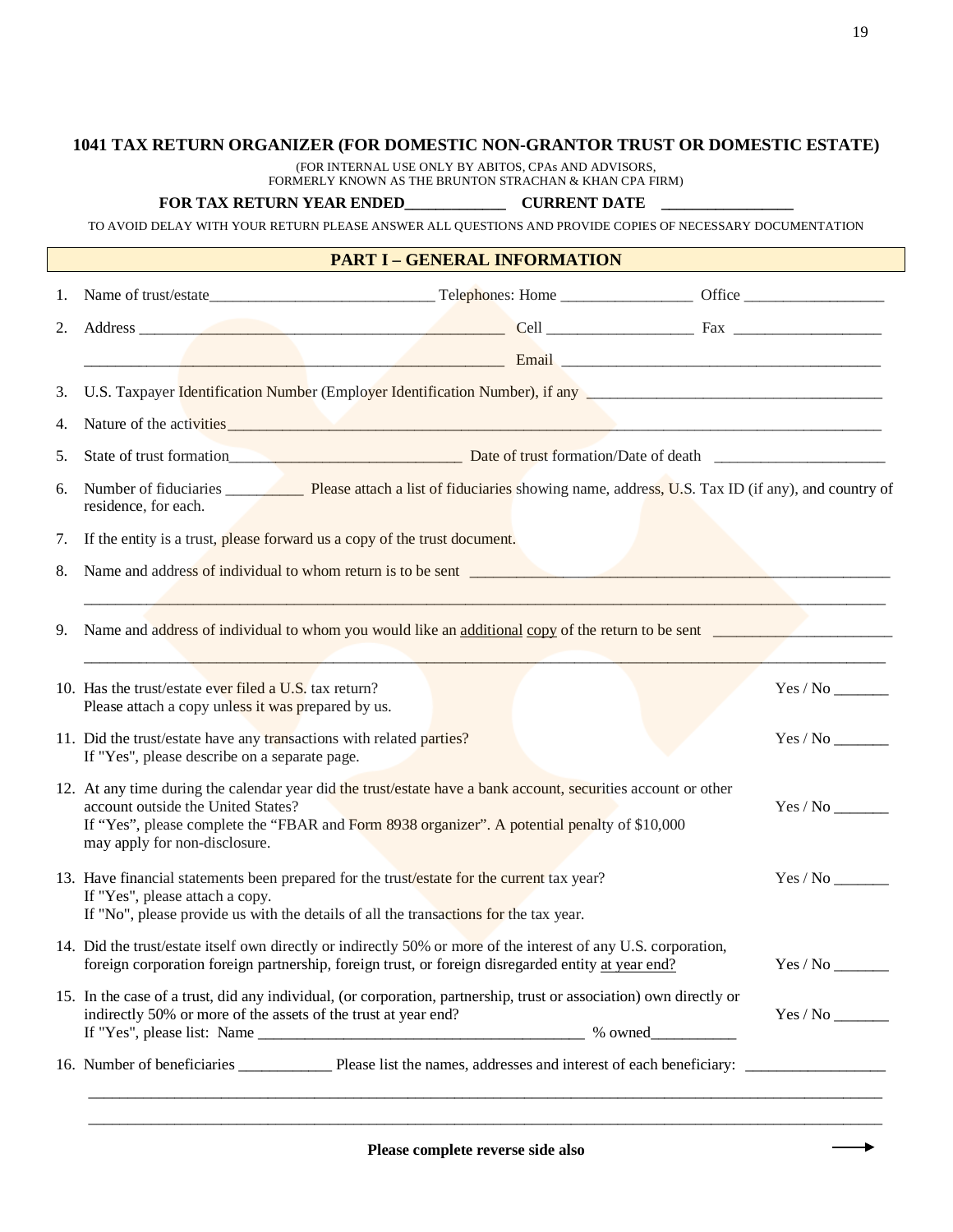# 1041 TAX RETURN ORGANIZER (FOR DOMESTIC NON-GRANTOR TRUST OR DOMESTIC ESTATE)

(FOR INTERNAL USE ONLY BY ABITOS, CPAs AND ADVISORS,
FORMERLY KNOWN AS THE BRUNTON STRACHAN & KHAN CPA FIRM)

**FOR TAX RETURN YEAR ENDED____________ CURRENT DATE ________________**

TO AVOID DELAY WITH YOUR RETURN PLEASE ANSWER ALL QUESTIONS AND PROVIDE COPIES OF NECESSARY DOCUMENTATION

## PART I – GENERAL INFORMATION

1. Name of trust/estate____________________________ Telephones: Home ________________ Office __________________
2. Address _______________________________________________ Cell __________________ Fax ___________________

   _____________________________________________________ Email __________________________________________
3. U.S. Taxpayer Identification Number (Employer Identification Number), if any ______________________________________
4. Nature of the activities_________________________________________________________________________________
5. State of trust formation_____________________________ Date of trust formation/Date of death ______________________
6. Number of fiduciaries __________ Please attach a list of fiduciaries showing name, address, U.S. Tax ID (if any), and country of residence, for each.
7. If the entity is a trust, please forward us a copy of the trust document.
8. Name and address of individual to whom return is to be sent _____________________________________________________

   ________________________________________________________________________________________________
9. Name and address of individual to whom you would like an additional copy of the return to be sent _______________________

   ________________________________________________________________________________________________
10. Has the trust/estate ever filed a U.S. tax return? Yes / No _______
    Please attach a copy unless it was prepared by us.
11. Did the trust/estate have any transactions with related parties? Yes / No _______
    If "Yes", please describe on a separate page.
12. At any time during the calendar year did the trust/estate have a bank account, securities account or other account outside the United States? Yes / No _______
    If "Yes", please complete the "FBAR and Form 8938 organizer". A potential penalty of $10,000 may apply for non-disclosure.
13. Have financial statements been prepared for the trust/estate for the current tax year? Yes / No _______
    If "Yes", please attach a copy.
    If "No", please provide us with the details of all the transactions for the tax year.
14. Did the trust/estate itself own directly or indirectly 50% or more of the interest of any U.S. corporation, foreign corporation foreign partnership, foreign trust, or foreign disregarded entity at year end? Yes / No _______
15. In the case of a trust, did any individual, (or corporation, partnership, trust or association) own directly or indirectly 50% or more of the assets of the trust at year end? Yes / No _______
    If "Yes", please list: Name ________________________________________ % owned__________
16. Number of beneficiaries ____________ Please list the names, addresses and interest of each beneficiary: _________________

    ________________________________________________________________________________________________

    ________________________________________________________________________________________________

**Please complete reverse side also** →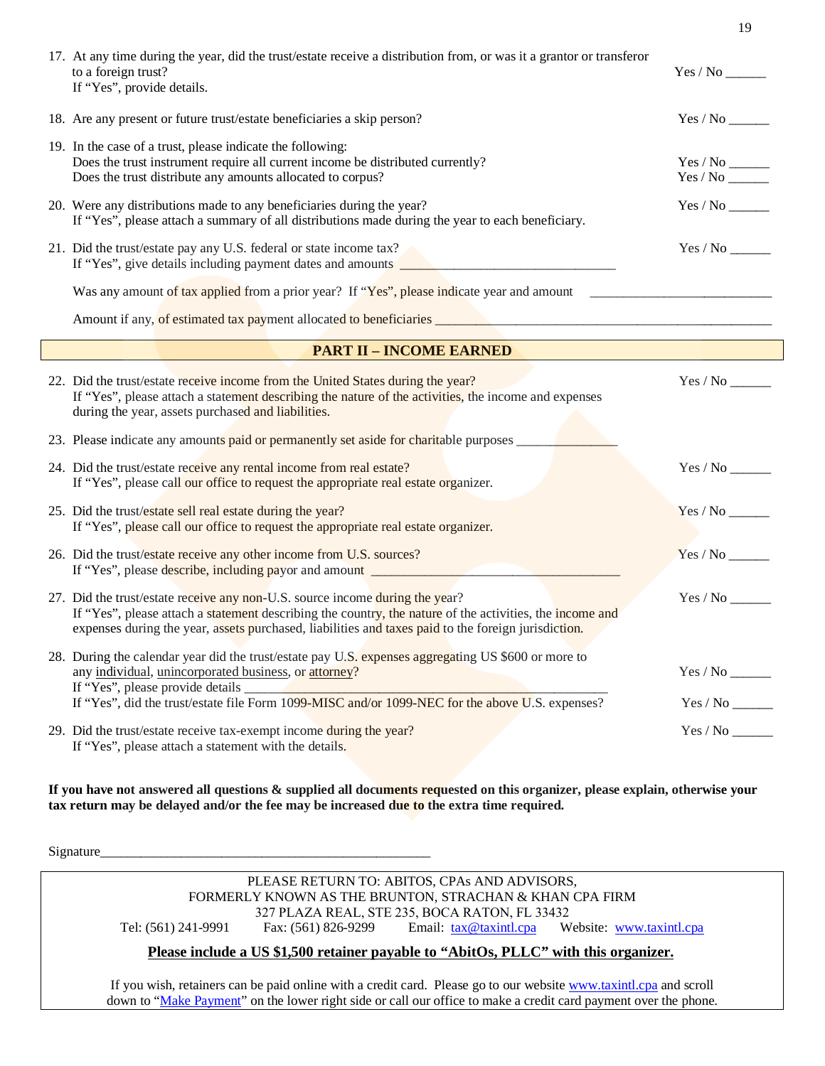17. At any time during the year, did the trust/estate receive a distribution from, or was it a grantor or transferor to a foreign trust? Yes / No ______
    If "Yes", provide details.

18. Are any present or future trust/estate beneficiaries a skip person? Yes / No ______

19. In the case of a trust, please indicate the following:
    Does the trust instrument require all current income be distributed currently? Yes / No ______
    Does the trust distribute any amounts allocated to corpus? Yes / No ______

20. Were any distributions made to any beneficiaries during the year? Yes / No ______
    If "Yes", please attach a summary of all distributions made during the year to each beneficiary.

21. Did the trust/estate pay any U.S. federal or state income tax? Yes / No ______
    If "Yes", give details including payment dates and amounts ________________________________

    Was any amount of tax applied from a prior year? If "Yes", please indicate year and amount ___________________________

    Amount if any, of estimated tax payment allocated to beneficiaries ___________________________________________________

## PART II – INCOME EARNED

22. Did the trust/estate receive income from the United States during the year? Yes / No ______
    If "Yes", please attach a statement describing the nature of the activities, the income and expenses during the year, assets purchased and liabilities.

23. Please indicate any amounts paid or permanently set aside for charitable purposes _______________

24. Did the trust/estate receive any rental income from real estate? Yes / No ______
    If "Yes", please call our office to request the appropriate real estate organizer.

25. Did the trust/estate sell real estate during the year? Yes / No ______
    If "Yes", please call our office to request the appropriate real estate organizer.

26. Did the trust/estate receive any other income from U.S. sources? Yes / No ______
    If "Yes", please describe, including payor and amount _____________________________________

27. Did the trust/estate receive any non-U.S. source income during the year? Yes / No ______
    If "Yes", please attach a statement describing the country, the nature of the activities, the income and expenses during the year, assets purchased, liabilities and taxes paid to the foreign jurisdiction.

28. During the calendar year did the trust/estate pay U.S. expenses aggregating US $600 or more to any individual, unincorporated business, or attorney? Yes / No ______
    If "Yes", please provide details ______________________________________________________
    If "Yes", did the trust/estate file Form 1099-MISC and/or 1099-NEC for the above U.S. expenses? Yes / No ______

29. Did the trust/estate receive tax-exempt income during the year? Yes / No ______
    If "Yes", please attach a statement with the details.

**If you have not answered all questions & supplied all documents requested on this organizer, please explain, otherwise your tax return may be delayed and/or the fee may be increased due to the extra time required.**

Signature__________________________________________________

PLEASE RETURN TO: ABITOS, CPAs AND ADVISORS,
FORMERLY KNOWN AS THE BRUNTON, STRACHAN & KHAN CPA FIRM
327 PLAZA REAL, STE 235, BOCA RATON, FL 33432
Tel: (561) 241-9991 Fax: (561) 826-9299 Email: tax@taxintl.cpa Website: www.taxintl.cpa

**Please include a US $1,500 retainer payable to "AbitOs, PLLC" with this organizer.**

If you wish, retainers can be paid online with a credit card. Please go to our website www.taxintl.cpa and scroll down to "Make Payment" on the lower right side or call our office to make a credit card payment over the phone.